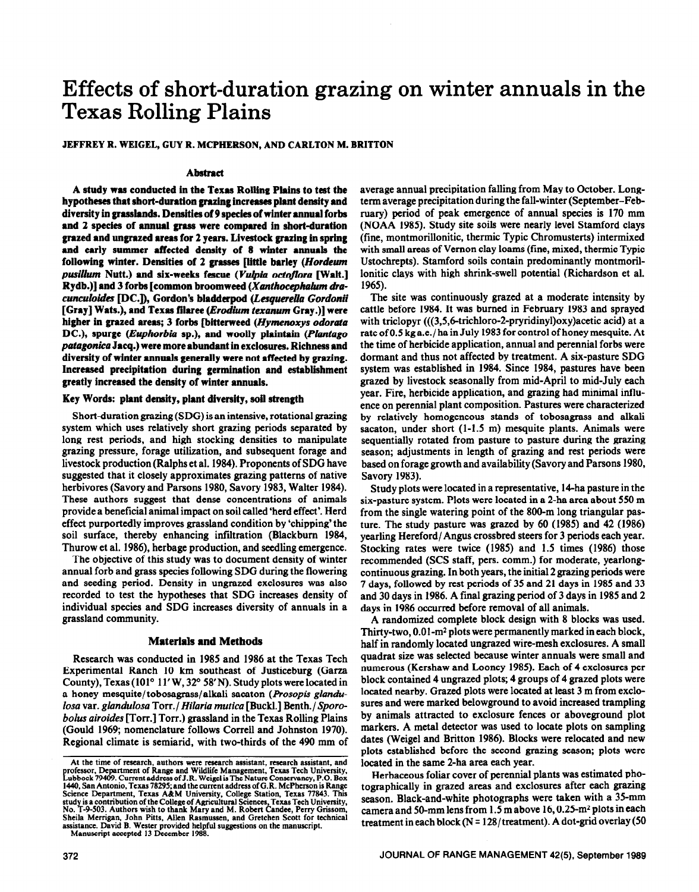# Effects of short-duration grazing on winter annuals in the Texas Rolling Plains

JEFFREY R. WEIGEL, GUY R. MCPHERSON, AND CARLTON M. BRITTON

## Abstract

**A study was conducted in the Texas Rolling Plains to test the hypotheses that short-duration grazing increases plant density and diversity in grasslands. Densities of 9 species of winter annual forbs and 2 species of annual grass were compared in short-duration grazed and ungrazed areas for 2 years. Livestock grazing in spring and early summer affected density of 8 winter annuals the following winter. Densities of 2 grasses [little barley (*Hordeum pusillum* Nutt.) and six-weeks fescue (*Vulpia octoflora* [Walt.] Rydb.)] and 3 forbs [common broomweed (*Xanthocephalum dracunculoides* [DC.]), Gordon's bladderpod (*Lesquerella Gordonii* [Gray] Wats.), and Texas filaree (*Erodium texanum* Gray.)] were higher in grazed areas; 3 forbs [bitterweed (*Hymenoxys odorata* DC.), spurge (*Euphorbia* sp.), and woolly plaintain (*Plantago patagonica* Jacq.) were more abundant in exclosures. Richness and diversity of winter annuals generally were not affected by grazing. Increased precipitation during germination and establishment greatly increased the density of winter annuals.**

**Key Words: plant density, plant diversity, soil strength**

Short-duration grazing (SDG) is an intensive, rotational grazing system which uses relatively short grazing periods separated by long rest periods, and high stocking densities to manipulate grazing pressure, forage utilization, and subsequent forage and livestock production (Ralphs et al. 1984). Proponents of SDG have suggested that it closely approximates grazing patterns of native herbivores (Savory and Parsons 1980, Savory 1983, Walter 1984). These authors suggest that dense concentrations of animals provide a beneficial animal impact on soil called 'herd effect'. Herd effect purportedly improves grassland condition by 'chipping' the soil surface, thereby enhancing infiltration (Blackburn 1984, Thurow et al. 1986), herbage production, and seedling emergence.

The objective of this study was to document density of winter annual forb and grass species following SDG during the flowering and seeding period. Density in ungrazed exclosures was also recorded to test the hypotheses that SDG increases density of individual species and SDG increases diversity of annuals in a grassland community.

## Materials and Methods

Research was conducted in 1985 and 1986 at the Texas Tech Experimental Ranch 10 km southeast of Justiceburg (Garza County), Texas (101° 11′ W, 32° 58′ N). Study plots were located in a honey mesquite/tobosagrass/alkali sacaton (*Prosopis glandulosa* var. *glandulosa* Torr./*Hilaria mutica* [Buckl.] Benth./*Sporobolus airoides* [Torr.] Torr.) grassland in the Texas Rolling Plains (Gould 1969; nomenclature follows Correll and Johnston 1970). Regional climate is semiarid, with two-thirds of the 490 mm of average annual precipitation falling from May to October. Long-term average precipitation during the fall-winter (September–February) period of peak emergence of annual species is 170 mm (NOAA 1985). Study site soils were nearly level Stamford clays (fine, montmorillonitic, thermic Typic Chromusterts) intermixed with small areas of Vernon clay loams (fine, mixed, thermic Typic Ustochrepts). Stamford soils contain predominantly montmorillonitic clays with high shrink-swell potential (Richardson et al. 1965).

The site was continuously grazed at a moderate intensity by cattle before 1984. It was burned in February 1983 and sprayed with triclopyr (((3,5,6-trichloro-2-pryridinyl)oxy)acetic acid) at a rate of 0.5 kg a.e./ha in July 1983 for control of honey mesquite. At the time of herbicide application, annual and perennial forbs were dormant and thus not affected by treatment. A six-pasture SDG system was established in 1984. Since 1984, pastures have been grazed by livestock seasonally from mid-April to mid-July each year. Fire, herbicide application, and grazing had minimal influence on perennial plant composition. Pastures were characterized by relatively homogeneous stands of tobosagrass and alkali sacaton, under short (1-1.5 m) mesquite plants. Animals were sequentially rotated from pasture to pasture during the grazing season; adjustments in length of grazing and rest periods were based on forage growth and availability (Savory and Parsons 1980, Savory 1983).

Study plots were located in a representative, 14-ha pasture in the six-pasture system. Plots were located in a 2-ha area about 550 m from the single watering point of the 800-m long triangular pasture. The study pasture was grazed by 60 (1985) and 42 (1986) yearling Hereford/Angus crossbred steers for 3 periods each year. Stocking rates were twice (1985) and 1.5 times (1986) those recommended (SCS staff, pers. comm.) for moderate, yearlong-continuous grazing. In both years, the initial 2 grazing periods were 7 days, followed by rest periods of 35 and 21 days in 1985 and 33 and 30 days in 1986. A final grazing period of 3 days in 1985 and 2 days in 1986 occurred before removal of all animals.

A randomized complete block design with 8 blocks was used. Thirty-two, 0.01-$m^2$ plots were permanently marked in each block, half in randomly located ungrazed wire-mesh exclosures. A small quadrat size was selected because winter annuals were small and numerous (Kershaw and Looney 1985). Each of 4 exclosures per block contained 4 ungrazed plots; 4 groups of 4 grazed plots were located nearby. Grazed plots were located at least 3 m from exclosures and were marked belowground to avoid increased trampling by animals attracted to exclosure fences or aboveground plot markers. A metal detector was used to locate plots on sampling dates (Weigel and Britton 1986). Blocks were relocated and new plots established before the second grazing season; plots were located in the same 2-ha area each year.

Herbaceous foliar cover of perennial plants was estimated photographically in grazed areas and exclosures after each grazing season. Black-and-white photographs were taken with a 35-mm camera and 50-mm lens from 1.5 m above 16, 0.25-$m^2$ plots in each treatment in each block (N = 128/treatment). A dot-grid overlay (50

At the time of research, authors were research assistant, research assistant, and professor, Department of Range and Wildlife Management, Texas Tech University, Lubbock 79409. Current address of J.R. Weigel is The Nature Conservancy, P.O. Box 1440, San Antonio, Texas 78295; and the current address of G.R. McPherson is Range Science Department, Texas A&M University, College Station, Texas 77843. This study is a contribution of the College of Agricultural Sciences, Texas Tech University, No. T-9-503. Authors wish to thank Mary and M. Robert Candee, Perry Grissom, Sheila Merrigan, John Pitts, Allen Rasmussen, and Gretchen Scott for technical assistance. David B. Wester provided helpful suggestions on the manuscript.
Manuscript accepted 13 December 1988.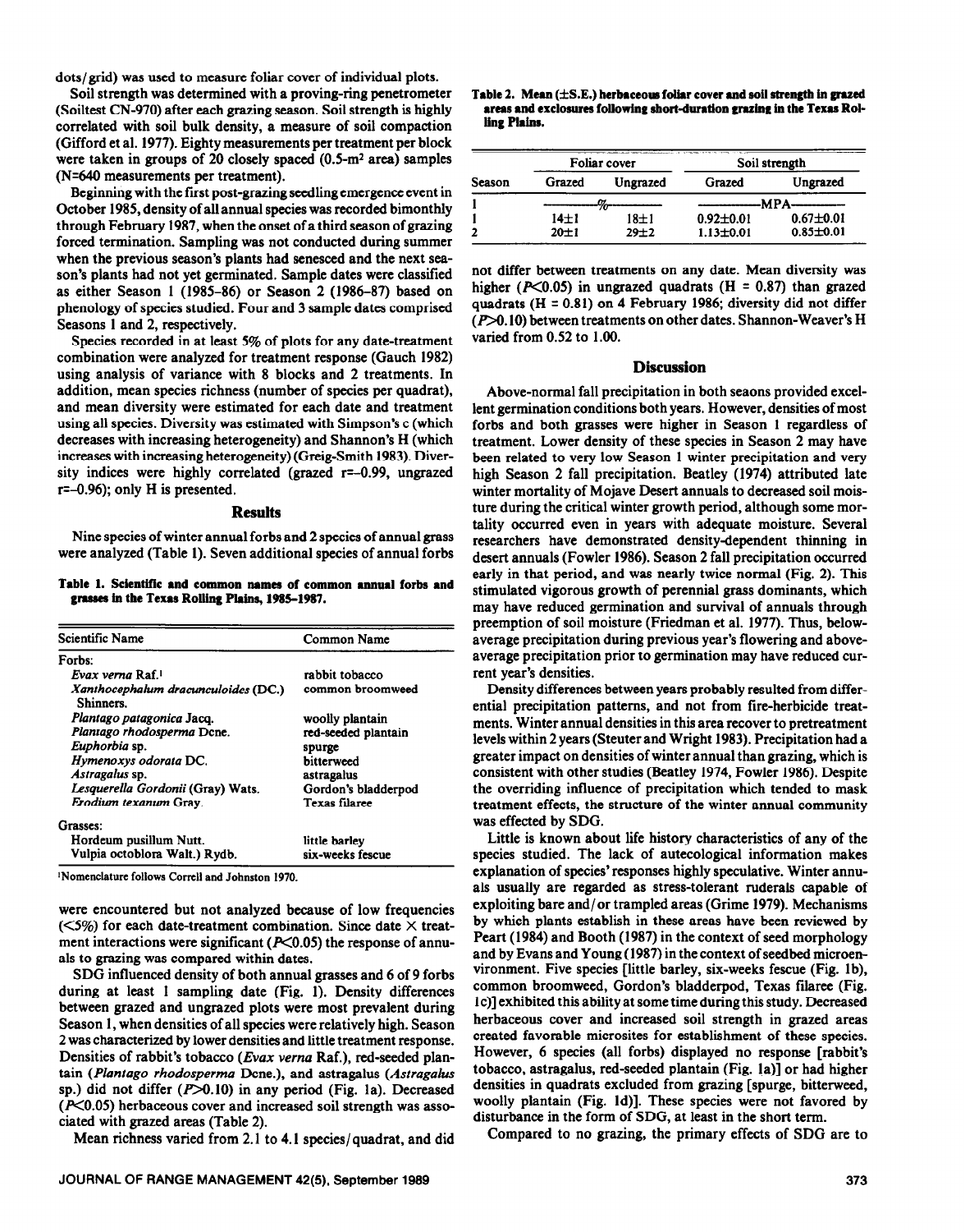dots/grid) was used to measure foliar cover of individual plots.

Soil strength was determined with a proving-ring penetrometer (Soiltest CN-970) after each grazing season. Soil strength is highly correlated with soil bulk density, a measure of soil compaction (Gifford et al. 1977). Eighty measurements per treatment per block were taken in groups of 20 closely spaced (0.5-m² area) samples (N=640 measurements per treatment).

Beginning with the first post-grazing seedling emergence event in October 1985, density of all annual species was recorded bimonthly through February 1987, when the onset of a third season of grazing forced termination. Sampling was not conducted during summer when the previous season's plants had senesced and the next season's plants had not yet germinated. Sample dates were classified as either Season 1 (1985–86) or Season 2 (1986–87) based on phenology of species studied. Four and 3 sample dates comprised Seasons 1 and 2, respectively.

Species recorded in at least 5% of plots for any date-treatment combination were analyzed for treatment response (Gauch 1982) using analysis of variance with 8 blocks and 2 treatments. In addition, mean species richness (number of species per quadrat), and mean diversity were estimated for each date and treatment using all species. Diversity was estimated with Simpson's c (which decreases with increasing heterogeneity) and Shannon's H (which increases with increasing heterogeneity) (Greig-Smith 1983). Diversity indices were highly correlated (grazed r=–0.99, ungrazed r=–0.96); only H is presented.

## Results

Nine species of winter annual forbs and 2 species of annual grass were analyzed (Table 1). Seven additional species of annual forbs were encountered but not analyzed because of low frequencies (<5%) for each date-treatment combination. Since date × treatment interactions were significant ($P$<0.05) the response of annuals to grazing was compared within dates.

**Table 1. Scientific and common names of common annual forbs and grasses in the Texas Rolling Plains, 1985–1987.**

| Scientific Name | Common Name |
|---|---|
| Forbs: | |
| *Evax verna* Raf.[1] | rabbit tobacco |
| *Xanthocephalum dracunculoides* (DC.) Shinners. | common broomweed |
| *Plantago patagonica* Jacq. | woolly plantain |
| *Plantago rhodosperma* Dcne. | red-seeded plantain |
| *Euphorbia* sp. | spurge |
| *Hymenoxys odorata* DC. | bitterweed |
| *Astragalus* sp. | astragalus |
| *Lesquerella Gordonii* (Gray) Wats. | Gordon's bladderpod |
| *Erodium texanum* Gray. | Texas filaree |
| Grasses: | |
| Hordeum pusillum Nutt. | little barley |
| Vulpia octoblora Walt.) Rydb. | six-weeks fescue |

[1]Nomenclature follows Correll and Johnston 1970.

SDG influenced density of both annual grasses and 6 of 9 forbs during at least 1 sampling date (Fig. 1). Density differences between grazed and ungrazed plots were most prevalent during Season 1, when densities of all species were relatively high. Season 2 was characterized by lower densities and little treatment response. Densities of rabbit's tobacco (*Evax verna* Raf.), red-seeded plantain (*Plantago rhodosperma* Dcne.), and astragalus (*Astragalus* sp.) did not differ ($P$>0.10) in any period (Fig. 1a). Decreased ($P$<0.05) herbaceous cover and increased soil strength was associated with grazed areas (Table 2).

Mean richness varied from 2.1 to 4.1 species/quadrat, and did not differ between treatments on any date. Mean diversity was higher ($P$<0.05) in ungrazed quadrats (H = 0.87) than grazed quadrats (H = 0.81) on 4 February 1986; diversity did not differ ($P$>0.10) between treatments on other dates. Shannon-Weaver's H varied from 0.52 to 1.00.

**Table 2. Mean (±S.E.) herbaceous foliar cover and soil strength in grazed areas and exclosures following short-duration grazing in the Texas Rolling Plains.**

| Season | Foliar cover | | Soil strength | |
|---|---|---|---|---|
| | Grazed | Ungrazed | Grazed | Ungrazed |
| | % | | MPA | |
| 1 | 14±1 | 18±1 | 0.92±0.01 | 0.67±0.01 |
| 2 | 20±1 | 29±2 | 1.13±0.01 | 0.85±0.01 |

## Discussion

Above-normal fall precipitation in both seaons provided excellent germination conditions both years. However, densities of most forbs and both grasses were higher in Season 1 regardless of treatment. Lower density of these species in Season 2 may have been related to very low Season 1 winter precipitation and very high Season 2 fall precipitation. Beatley (1974) attributed late winter mortality of Mojave Desert annuals to decreased soil moisture during the critical winter growth period, although some mortality occurred even in years with adequate moisture. Several researchers have demonstrated density-dependent thinning in desert annuals (Fowler 1986). Season 2 fall precipitation occurred early in that period, and was nearly twice normal (Fig. 2). This stimulated vigorous growth of perennial grass dominants, which may have reduced germination and survival of annuals through preemption of soil moisture (Friedman et al. 1977). Thus, below-average precipitation during previous year's flowering and above-average precipitation prior to germination may have reduced current year's densities.

Density differences between years probably resulted from differential precipitation patterns, and not from fire-herbicide treatments. Winter annual densities in this area recover to pretreatment levels within 2 years (Steuter and Wright 1983). Precipitation had a greater impact on densities of winter annual than grazing, which is consistent with other studies (Beatley 1974, Fowler 1986). Despite the overriding influence of precipitation which tended to mask treatment effects, the structure of the winter annual community was effected by SDG.

Little is known about life history characteristics of any of the species studied. The lack of autecological information makes explanation of species' responses highly speculative. Winter annuals usually are regarded as stress-tolerant ruderals capable of exploiting bare and/or trampled areas (Grime 1979). Mechanisms by which plants establish in these areas have been reviewed by Peart (1984) and Booth (1987) in the context of seed morphology and by Evans and Young (1987) in the context of seedbed microenvironment. Five species [little barley, six-weeks fescue (Fig. 1b), common broomweed, Gordon's bladderpod, Texas filaree (Fig. 1c)] exhibited this ability at some time during this study. Decreased herbaceous cover and increased soil strength in grazed areas created favorable microsites for establishment of these species. However, 6 species (all forbs) displayed no response [rabbit's tobacco, astragalus, red-seeded plantain (Fig. 1a)] or had higher densities in quadrats excluded from grazing [spurge, bitterweed, woolly plantain (Fig. 1d)]. These species were not favored by disturbance in the form of SDG, at least in the short term.

Compared to no grazing, the primary effects of SDG are to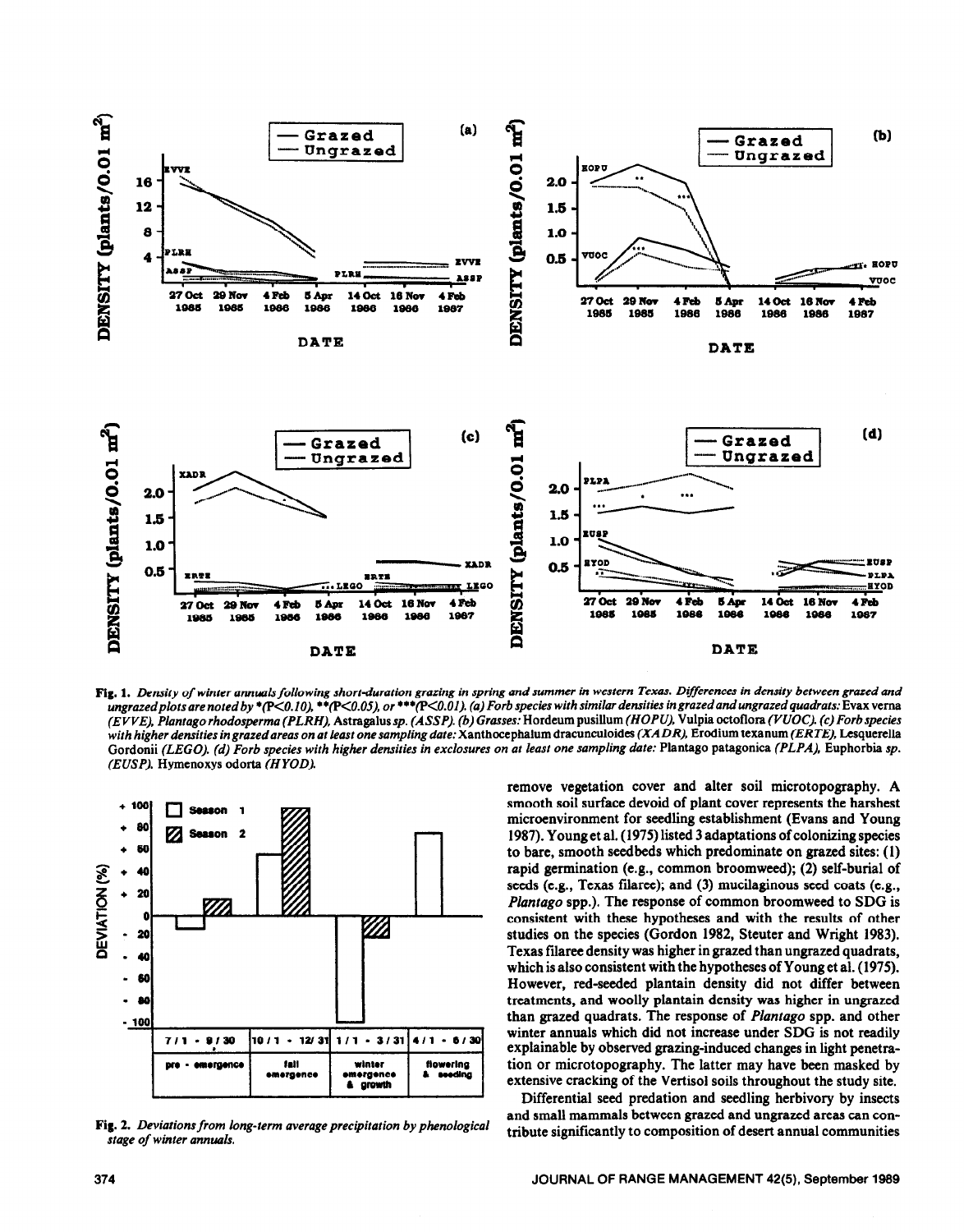Fig. 1. *Density of winter annuals following short-duration grazing in spring and summer in western Texas. Differences in density between grazed and ungrazed plots are noted by \*(P<0.10), \*\*(P<0.05), or \*\*\*(P<0.01). (a) Forb species with similar densities in grazed and ungrazed quadrats:* Evax verna *(EVVE), Plantago rhodosperma (PLRH),* Astragalus sp. *(ASSP). (b) Grasses:* Hordeum pusillum *(HOPU),* Vulpia octoflora *(VUOC). (c) Forb species with higher densities in grazed areas on at least one sampling date:* Xanthocephalum dracunculoides *(XADR),* Erodium texanum *(ERTE),* Lesquerella Gordonii *(LEGO). (d) Forb species with higher densities in exclosures on at least one sampling date:* Plantago patagonica *(PLPA),* Euphorbia sp. *(EUSP).* Hymenoxys odorta *(HYOD).*

Fig. 2. *Deviations from long-term average precipitation by phenological stage of winter annuals.*

remove vegetation cover and alter soil microtopography. A smooth soil surface devoid of plant cover represents the harshest microenvironment for seedling establishment (Evans and Young 1987). Young et al. (1975) listed 3 adaptations of colonizing species to bare, smooth seedbeds which predominate on grazed sites: (1) rapid germination (e.g., common broomweed); (2) self-burial of seeds (e.g., Texas filaree); and (3) mucilaginous seed coats (e.g., *Plantago* spp.). The response of common broomweed to SDG is consistent with these hypotheses and with the results of other studies on the species (Gordon 1982, Steuter and Wright 1983). Texas filaree density was higher in grazed than ungrazed quadrats, which is also consistent with the hypotheses of Young et al. (1975). However, red-seeded plantain density did not differ between treatments, and woolly plantain density was higher in ungrazed than grazed quadrats. The response of *Plantago* spp. and other winter annuals which did not increase under SDG is not readily explainable by observed grazing-induced changes in light penetration or microtopography. The latter may have been masked by extensive cracking of the Vertisol soils throughout the study site.

Differential seed predation and seedling herbivory by insects and small mammals between grazed and ungrazed areas can contribute significantly to composition of desert annual communities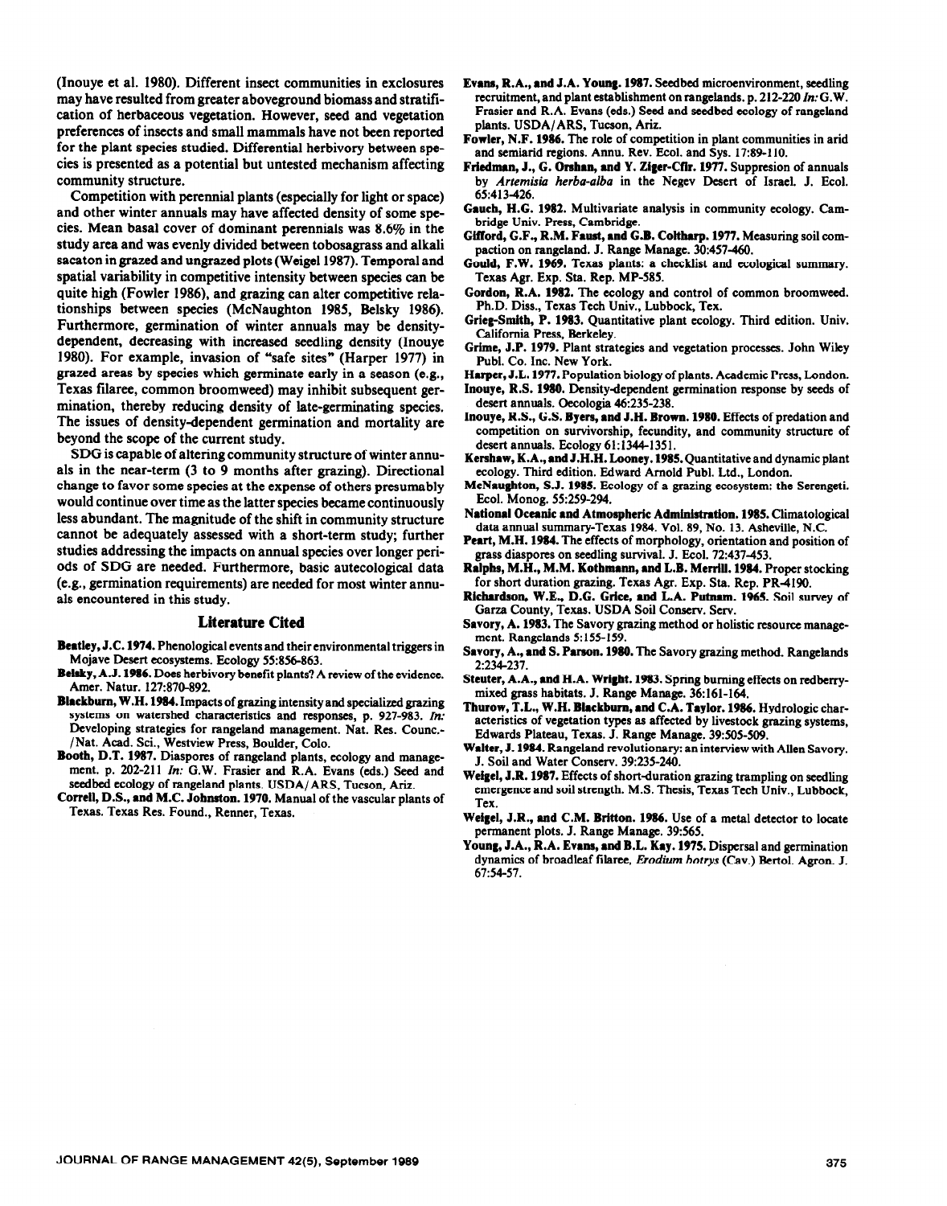(Inouye et al. 1980). Different insect communities in exclosures may have resulted from greater aboveground biomass and stratification of herbaceous vegetation. However, seed and vegetation preferences of insects and small mammals have not been reported for the plant species studied. Differential herbivory between species is presented as a potential but untested mechanism affecting community structure.

Competition with perennial plants (especially for light or space) and other winter annuals may have affected density of some species. Mean basal cover of dominant perennials was 8.6% in the study area and was evenly divided between tobosagrass and alkali sacaton in grazed and ungrazed plots (Weigel 1987). Temporal and spatial variability in competitive intensity between species can be quite high (Fowler 1986), and grazing can alter competitive relationships between species (McNaughton 1985, Belsky 1986). Furthermore, germination of winter annuals may be density-dependent, decreasing with increased seedling density (Inouye 1980). For example, invasion of "safe sites" (Harper 1977) in grazed areas by species which germinate early in a season (e.g., Texas filaree, common broomweed) may inhibit subsequent germination, thereby reducing density of late-germinating species. The issues of density-dependent germination and mortality are beyond the scope of the current study.

SDG is capable of altering community structure of winter annuals in the near-term (3 to 9 months after grazing). Directional change to favor some species at the expense of others presumably would continue over time as the latter species became continuously less abundant. The magnitude of the shift in community structure cannot be adequately assessed with a short-term study; further studies addressing the impacts on annual species over longer periods of SDG are needed. Furthermore, basic autecological data (e.g., germination requirements) are needed for most winter annuals encountered in this study.

## Literature Cited

**Beatley, J.C. 1974.** Phenological events and their environmental triggers in Mojave Desert ecosystems. Ecology 55:856-863.

**Belsky, A.J. 1986.** Does herbivory benefit plants? A review of the evidence. Amer. Natur. 127:870-892.

**Blackburn, W.H. 1984.** Impacts of grazing intensity and specialized grazing systems on watershed characteristics and responses, p. 927-983. *In:* Developing strategies for rangeland management. Nat. Res. Counc.-/Nat. Acad. Sci., Westview Press, Boulder, Colo.

**Booth, D.T. 1987.** Diaspores of rangeland plants, ecology and management. p. 202-211 *In:* G.W. Frasier and R.A. Evans (eds.) Seed and seedbed ecology of rangeland plants. USDA/ARS, Tucson, Ariz.

**Correll, D.S., and M.C. Johnston. 1970.** Manual of the vascular plants of Texas. Texas Res. Found., Renner, Texas.

**Evans, R.A., and J.A. Young. 1987.** Seedbed microenvironment, seedling recruitment, and plant establishment on rangelands. p. 212-220 *In:* G.W. Frasier and R.A. Evans (eds.) Seed and seedbed ecology of rangeland plants. USDA/ARS, Tucson, Ariz.

**Fowler, N.F. 1986.** The role of competition in plant communities in arid and semiarid regions. Annu. Rev. Ecol. and Sys. 17:89-110.

**Friedman, J., G. Orshan, and Y. Ziger-Cfir. 1977.** Suppresion of annuals by *Artemisia herba-alba* in the Negev Desert of Israel. J. Ecol. 65:413-426.

**Gauch, H.G. 1982.** Multivariate analysis in community ecology. Cambridge Univ. Press, Cambridge.

**Gifford, G.F., R.M. Faust, and G.B. Coltharp. 1977.** Measuring soil compaction on rangeland. J. Range Manage. 30:457-460.

**Gould, F.W. 1969.** Texas plants: a checklist and ecological summary. Texas Agr. Exp. Sta. Rep. MP-585.

**Gordon, R.A. 1982.** The ecology and control of common broomweed. Ph.D. Diss., Texas Tech Univ., Lubbock, Tex.

**Grieg-Smith, P. 1983.** Quantitative plant ecology. Third edition. Univ. California Press, Berkeley.

**Grime, J.P. 1979.** Plant strategies and vegetation processes. John Wiley Publ. Co. Inc. New York.

**Harper, J.L. 1977.** Population biology of plants. Academic Press, London.

**Inouye, R.S. 1980.** Density-dependent germination response by seeds of desert annuals. Oecologia 46:235-238.

**Inouye, R.S., G.S. Byers, and J.H. Brown. 1980.** Effects of predation and competition on survivorship, fecundity, and community structure of desert annuals. Ecology 61:1344-1351.

**Kershaw, K.A., and J.H.H. Looney. 1985.** Quantitative and dynamic plant ecology. Third edition. Edward Arnold Publ. Ltd., London.

**McNaughton, S.J. 1985.** Ecology of a grazing ecosystem: the Serengeti. Ecol. Monog. 55:259-294.

**National Oceanic and Atmospheric Administration. 1985.** Climatological data annual summary-Texas 1984. Vol. 89, No. 13. Asheville, N.C.

**Peart, M.H. 1984.** The effects of morphology, orientation and position of grass diaspores on seedling survival. J. Ecol. 72:437-453.

**Ralphs, M.H., M.M. Kothmann, and L.B. Merrill. 1984.** Proper stocking for short duration grazing. Texas Agr. Exp. Sta. Rep. PR-4190.

**Richardson, W.E., D.G. Grice, and L.A. Putnam. 1965.** Soil survey of Garza County, Texas. USDA Soil Conserv. Serv.

**Savory, A. 1983.** The Savory grazing method or holistic resource management. Rangelands 5:155-159.

**Savory, A., and S. Parson. 1980.** The Savory grazing method. Rangelands 2:234-237.

**Steuter, A.A., and H.A. Wright. 1983.** Spring burning effects on redberry-mixed grass habitats. J. Range Manage. 36:161-164.

**Thurow, T.L., W.H. Blackburn, and C.A. Taylor. 1986.** Hydrologic characteristics of vegetation types as affected by livestock grazing systems, Edwards Plateau, Texas. J. Range Manage. 39:505-509.

**Walter, J. 1984.** Rangeland revolutionary: an interview with Allen Savory. J. Soil and Water Conserv. 39:235-240.

**Weigel, J.R. 1987.** Effects of short-duration grazing trampling on seedling emergence and soil strength. M.S. Thesis, Texas Tech Univ., Lubbock, Tex.

**Weigel, J.R., and C.M. Britton. 1986.** Use of a metal detector to locate permanent plots. J. Range Manage. 39:565.

**Young, J.A., R.A. Evans, and B.L. Kay. 1975.** Dispersal and germination dynamics of broadleaf filaree, *Erodium botrys* (Cav.) Bertol. Agron. J. 67:54-57.